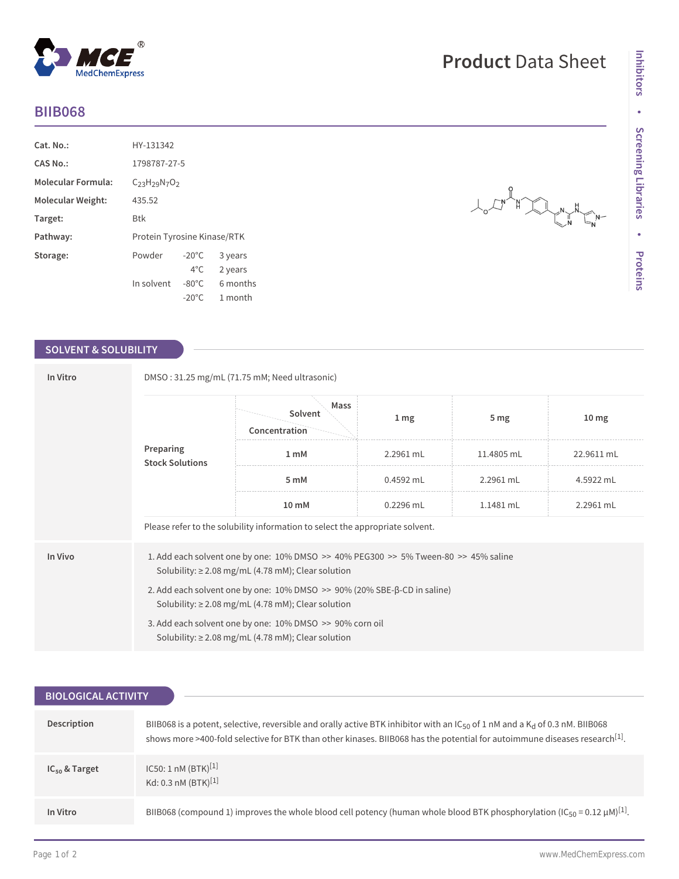# BIIB068

| | | | |
|---|---|---|---|
| **Cat. No.:** | HY-131342 | | |
| **CAS No.:** | 1798787-27-5 | | |
| **Molecular Formula:** | $C_{23}H_{29}N_7O_2$ | | |
| **Molecular Weight:** | 435.52 | | |
| **Target:** | Btk | | |
| **Pathway:** | Protein Tyrosine Kinase/RTK | | |
| **Storage:** | Powder | -20°C | 3 years |
| | | 4°C | 2 years |
| | In solvent | -80°C | 6 months |
| | | -20°C | 1 month |

## SOLVENT & SOLUBILITY

### In Vitro

DMSO : 31.25 mg/mL (71.75 mM; Need ultrasonic)

| Preparing Stock Solutions | Solvent Concentration / Mass | 1 mg | 5 mg | 10 mg |
|---|---|---|---|---|
| | 1 mM | 2.2961 mL | 11.4805 mL | 22.9611 mL |
| | 5 mM | 0.4592 mL | 2.2961 mL | 4.5922 mL |
| | 10 mM | 0.2296 mL | 1.1481 mL | 2.2961 mL |

Please refer to the solubility information to select the appropriate solvent.

### In Vivo

1. Add each solvent one by one: 10% DMSO >> 40% PEG300 >> 5% Tween-80 >> 45% saline
   Solubility: ≥ 2.08 mg/mL (4.78 mM); Clear solution
2. Add each solvent one by one: 10% DMSO >> 90% (20% SBE-β-CD in saline)
   Solubility: ≥ 2.08 mg/mL (4.78 mM); Clear solution
3. Add each solvent one by one: 10% DMSO >> 90% corn oil
   Solubility: ≥ 2.08 mg/mL (4.78 mM); Clear solution

## BIOLOGICAL ACTIVITY

**Description**

BIIB068 is a potent, selective, reversible and orally active BTK inhibitor with an $IC_{50}$ of 1 nM and a $K_d$ of 0.3 nM. BIIB068 shows more >400-fold selective for BTK than other kinases. BIIB068 has the potential for autoimmune diseases research[1].

**$IC_{50}$ & Target**

IC50: 1 nM (BTK)[1]
Kd: 0.3 nM (BTK)[1]

**In Vitro**

BIIB068 (compound 1) improves the whole blood cell potency (human whole blood BTK phosphorylation ($IC_{50}$ = 0.12 μM)[1].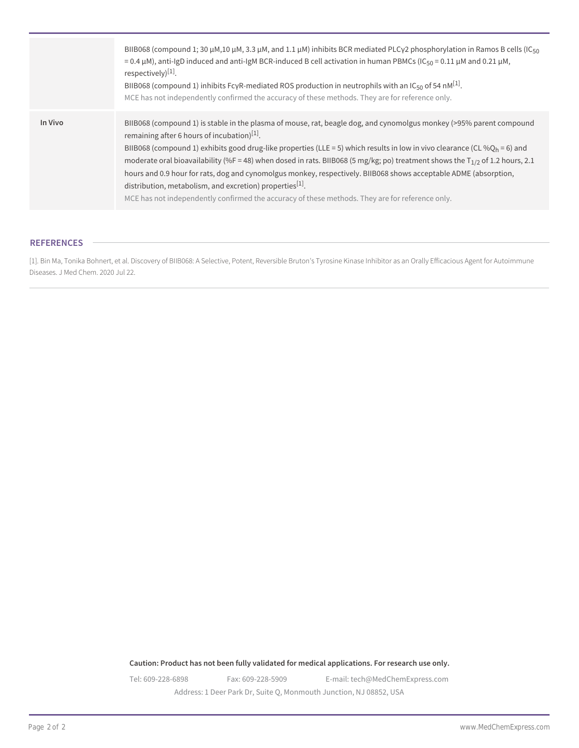| | |
|---|---|
| | BIIB068 (compound 1; 30 μM,10 μM, 3.3 μM, and 1.1 μM) inhibits BCR mediated PLCγ2 phosphorylation in Ramos B cells ($IC_{50}$ = 0.4 μM), anti-IgD induced and anti-IgM BCR-induced B cell activation in human PBMCs ($IC_{50}$ = 0.11 μM and 0.21 μM, respectively)[1].<br>BIIB068 (compound 1) inhibits FcγR-mediated ROS production in neutrophils with an $IC_{50}$ of 54 nM[1].<br>MCE has not independently confirmed the accuracy of these methods. They are for reference only. |
| **In Vivo** | BIIB068 (compound 1) is stable in the plasma of mouse, rat, beagle dog, and cynomolgus monkey (>95% parent compound remaining after 6 hours of incubation)[1].<br>BIIB068 (compound 1) exhibits good drug-like properties (LLE = 5) which results in low in vivo clearance (CL %$Q_h$ = 6) and moderate oral bioavailability (%F = 48) when dosed in rats. BIIB068 (5 mg/kg; po) treatment shows the $T_{1/2}$ of 1.2 hours, 2.1 hours and 0.9 hour for rats, dog and cynomolgus monkey, respectively. BIIB068 shows acceptable ADME (absorption, distribution, metabolism, and excretion) properties[1].<br>MCE has not independently confirmed the accuracy of these methods. They are for reference only. |

## REFERENCES

[1]. Bin Ma, Tonika Bohnert, et al. Discovery of BIIB068: A Selective, Potent, Reversible Bruton's Tyrosine Kinase Inhibitor as an Orally Efficacious Agent for Autoimmune Diseases. J Med Chem. 2020 Jul 22.

**Caution: Product has not been fully validated for medical applications. For research use only.**

Tel: 609-228-6898 Fax: 609-228-5909 E-mail: tech@MedChemExpress.com

Address: 1 Deer Park Dr, Suite Q, Monmouth Junction, NJ 08852, USA